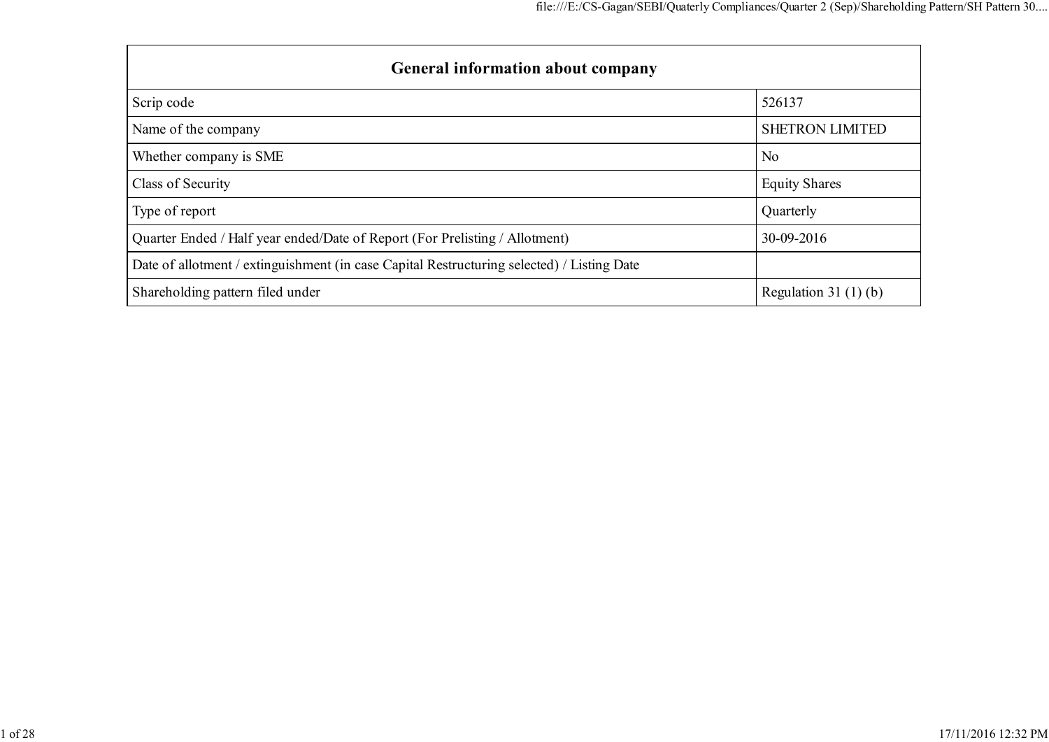| General information about company | |
|---|---|
| Scrip code | 526137 |
| Name of the company | SHETRON LIMITED |
| Whether company is SME | No |
| Class of Security | Equity Shares |
| Type of report | Quarterly |
| Quarter Ended / Half year ended/Date of Report (For Prelisting / Allotment) | 30-09-2016 |
| Date of allotment / extinguishment (in case Capital Restructuring selected) / Listing Date | |
| Shareholding pattern filed under | Regulation 31 (1) (b) |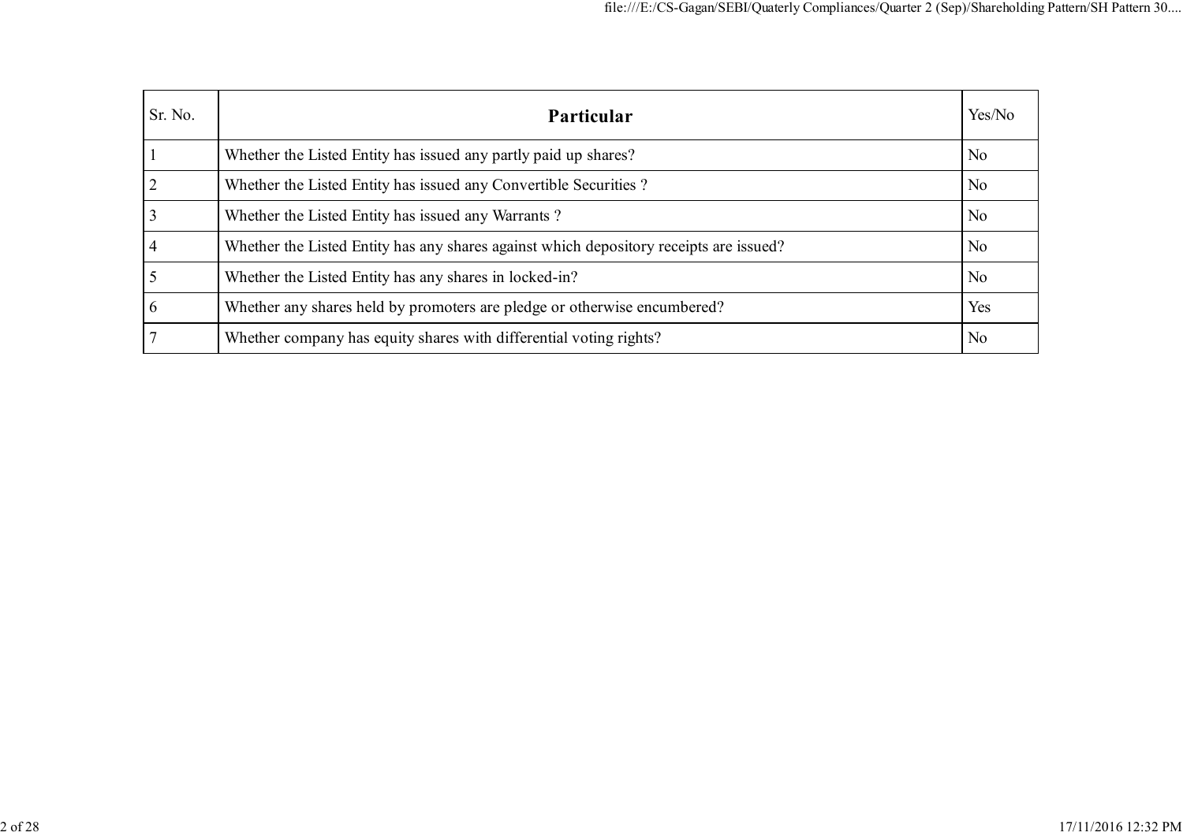| Sr. No. | Particular | Yes/No |
|---|---|---|
| 1 | Whether the Listed Entity has issued any partly paid up shares? | No |
| 2 | Whether the Listed Entity has issued any Convertible Securities ? | No |
| 3 | Whether the Listed Entity has issued any Warrants ? | No |
| 4 | Whether the Listed Entity has any shares against which depository receipts are issued? | No |
| 5 | Whether the Listed Entity has any shares in locked-in? | No |
| 6 | Whether any shares held by promoters are pledge or otherwise encumbered? | Yes |
| 7 | Whether company has equity shares with differential voting rights? | No |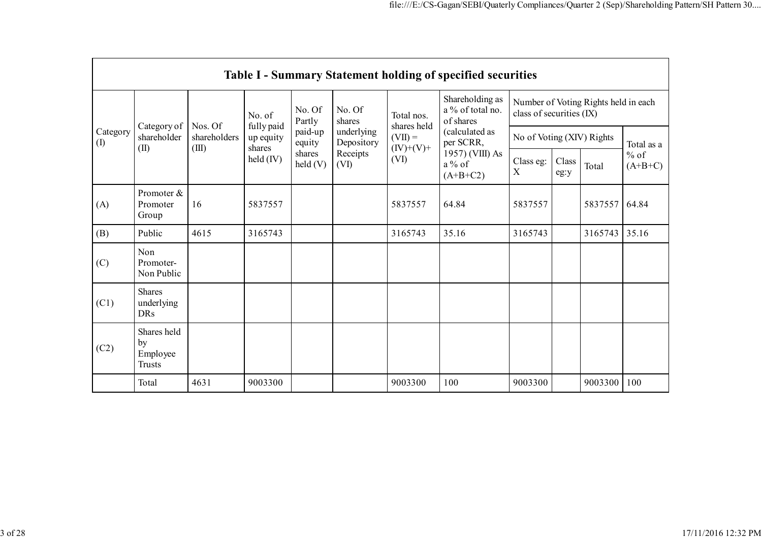## Table I - Summary Statement holding of specified securities

| Category (I) | Category of shareholder (II) | Nos. Of shareholders (III) | No. of fully paid up equity shares held (IV) | No. Of Partly paid-up equity shares held (V) | No. Of shares underlying Depository Receipts (VI) | Total nos. shares held (VII) = (IV)+(V)+ (VI) | Shareholding as a % of total no. of shares (calculated as per SCRR, 1957) (VIII) As a % of (A+B+C2) | Number of Voting Rights held in each class of securities (IX) | | | |
|---|---|---|---|---|---|---|---|---|---|---|---|
| | | | | | | | | No of Voting (XIV) Rights | | | Total as a % of (A+B+C) |
| | | | | | | | | Class eg: X | Class eg:y | Total | |
| (A) | Promoter & Promoter Group | 16 | 5837557 | | | 5837557 | 64.84 | 5837557 | | 5837557 | 64.84 |
| (B) | Public | 4615 | 3165743 | | | 3165743 | 35.16 | 3165743 | | 3165743 | 35.16 |
| (C) | Non Promoter- Non Public | | | | | | | | | | |
| (C1) | Shares underlying DRs | | | | | | | | | | |
| (C2) | Shares held by Employee Trusts | | | | | | | | | | |
| | Total | 4631 | 9003300 | | | 9003300 | 100 | 9003300 | | 9003300 | 100 |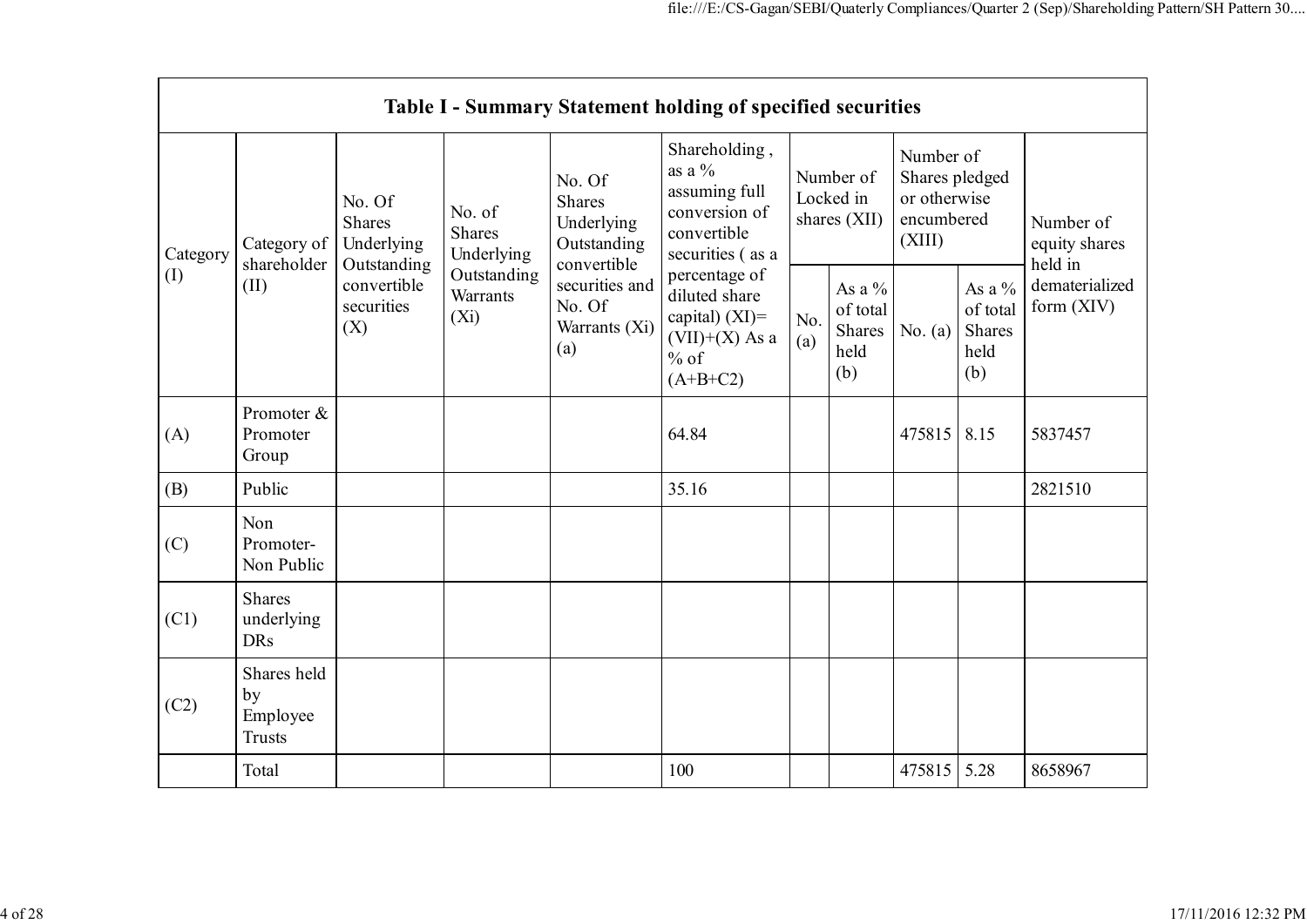| Table I - Summary Statement holding of specified securities | | | | | | | | | | | |
|---|---|---|---|---|---|---|---|---|---|---|---|
| Category (I) | Category of shareholder (II) | No. Of Shares Underlying Outstanding convertible securities (X) | No. of Shares Underlying Outstanding Warrants (Xi) | No. Of Shares Underlying Outstanding convertible securities and No. Of Warrants (Xi) (a) | Shareholding , as a % assuming full conversion of convertible securities ( as a percentage of diluted share capital) (XI)= (VII)+(X) As a % of (A+B+C2) | Number of Locked in shares (XII) | | Number of Shares pledged or otherwise encumbered (XIII) | | Number of equity shares held in dematerialized form (XIV) |
| | | | | | | No. (a) | As a % of total Shares held (b) | No. (a) | As a % of total Shares held (b) | |
| (A) | Promoter & Promoter Group | | | | 64.84 | | | 475815 | 8.15 | 5837457 |
| (B) | Public | | | | 35.16 | | | | | 2821510 |
| (C) | Non Promoter- Non Public | | | | | | | | | |
| (C1) | Shares underlying DRs | | | | | | | | | |
| (C2) | Shares held by Employee Trusts | | | | | | | | | |
| | Total | | | | 100 | | | 475815 | 5.28 | 8658967 |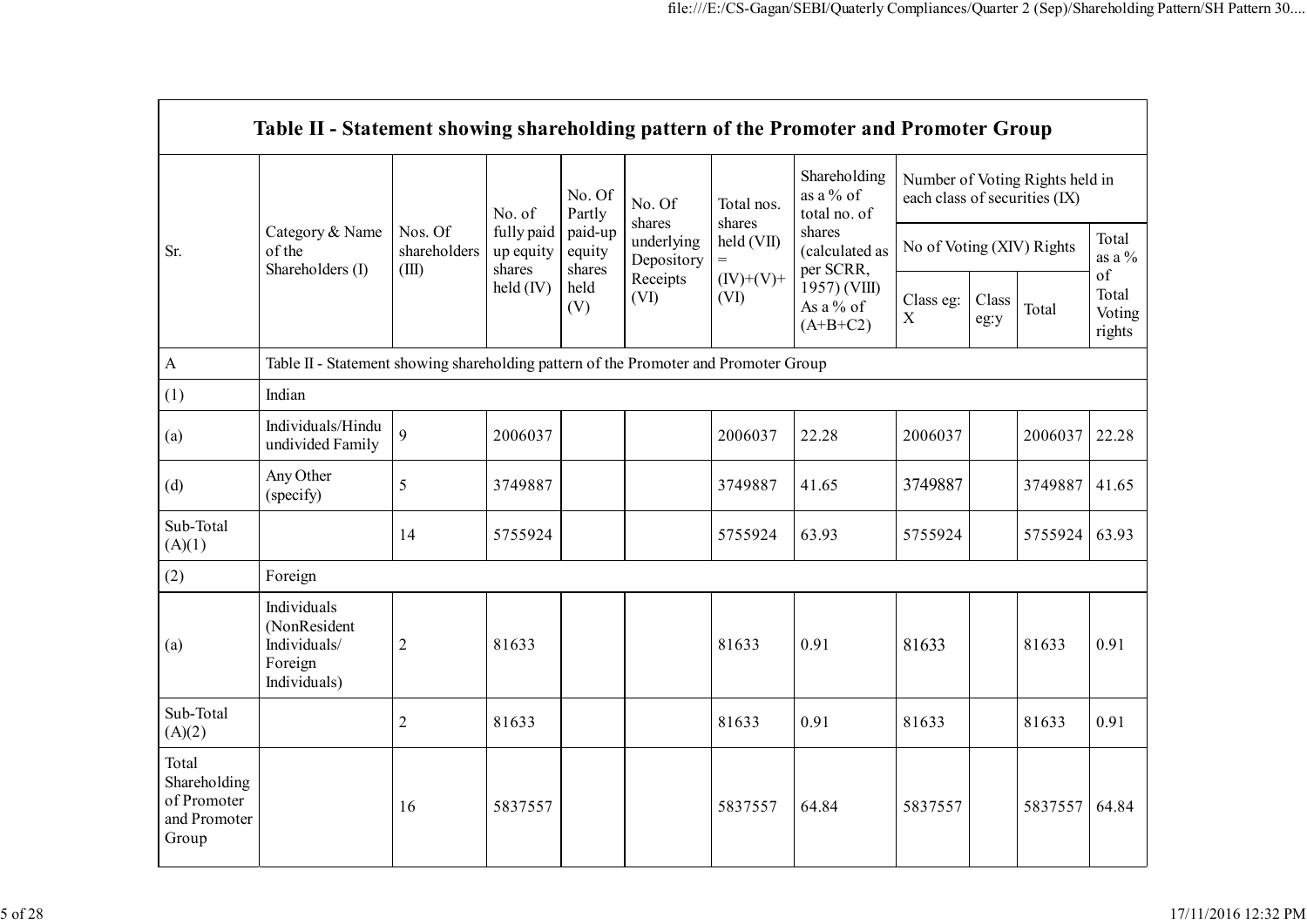| Table II - Statement showing shareholding pattern of the Promoter and Promoter Group | | | | | | | | | | | | |
|---|---|---|---|---|---|---|---|---|---|---|---|---|
| Sr. | Category & Name of the Shareholders (I) | Nos. Of shareholders (III) | No. of fully paid up equity shares held (IV) | No. Of Partly paid-up equity shares held (V) | No. Of shares underlying Depository Receipts (VI) | Total nos. shares held (VII) = (IV)+(V)+ (VI) | Shareholding as a % of total no. of shares (calculated as per SCRR, 1957) (VIII) As a % of (A+B+C2) | Number of Voting Rights held in each class of securities (IX) | | | |
| | | | | | | | | No of Voting (XIV) Rights | | | Total as a % of Total Voting rights |
| | | | | | | | | Class eg: X | Class eg:y | Total | |
| A | Table II - Statement showing shareholding pattern of the Promoter and Promoter Group | | | | | | | | | | |
| (1) | Indian | | | | | | | | | | |
| (a) | Individuals/Hindu undivided Family | 9 | 2006037 | | | 2006037 | 22.28 | 2006037 | | 2006037 | 22.28 |
| (d) | Any Other (specify) | 5 | 3749887 | | | 3749887 | 41.65 | 3749887 | | 3749887 | 41.65 |
| Sub-Total (A)(1) | | 14 | 5755924 | | | 5755924 | 63.93 | 5755924 | | 5755924 | 63.93 |
| (2) | Foreign | | | | | | | | | | |
| (a) | Individuals (NonResident Individuals/ Foreign Individuals) | 2 | 81633 | | | 81633 | 0.91 | 81633 | | 81633 | 0.91 |
| Sub-Total (A)(2) | | 2 | 81633 | | | 81633 | 0.91 | 81633 | | 81633 | 0.91 |
| Total Shareholding of Promoter and Promoter Group | | 16 | 5837557 | | | 5837557 | 64.84 | 5837557 | | 5837557 | 64.84 |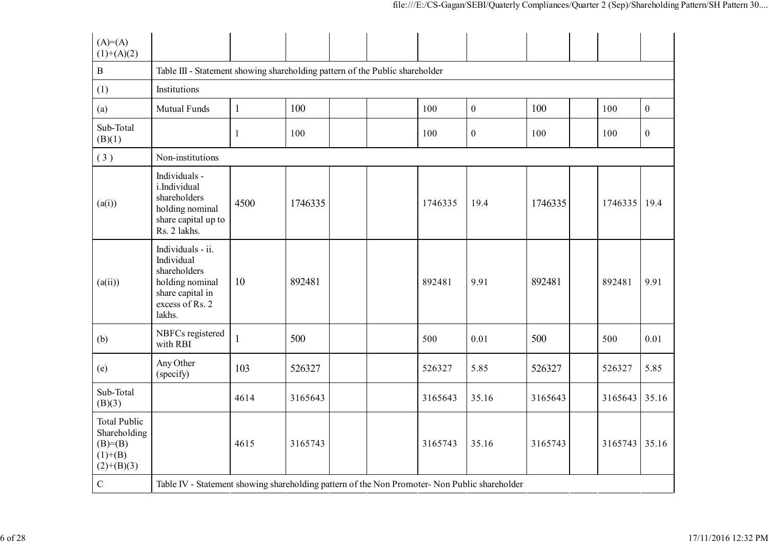| (A)=(A)(1)+(A)(2) | | | | | | | | | | | |
|---|---|---|---|---|---|---|---|---|---|---|---|
| B | Table III - Statement showing shareholding pattern of the Public shareholder | | | | | | | | | | |
| (1) | Institutions | | | | | | | | | | |
| (a) | Mutual Funds | 1 | 100 | | | 100 | 0 | 100 | | 100 | 0 |
| Sub-Total (B)(1) | | 1 | 100 | | | 100 | 0 | 100 | | 100 | 0 |
| ( 3 ) | Non-institutions | | | | | | | | | | |
| (a(i)) | Individuals - i.Individual shareholders holding nominal share capital up to Rs. 2 lakhs. | 4500 | 1746335 | | | 1746335 | 19.4 | 1746335 | | 1746335 | 19.4 |
| (a(ii)) | Individuals - ii. Individual shareholders holding nominal share capital in excess of Rs. 2 lakhs. | 10 | 892481 | | | 892481 | 9.91 | 892481 | | 892481 | 9.91 |
| (b) | NBFCs registered with RBI | 1 | 500 | | | 500 | 0.01 | 500 | | 500 | 0.01 |
| (e) | Any Other (specify) | 103 | 526327 | | | 526327 | 5.85 | 526327 | | 526327 | 5.85 |
| Sub-Total (B)(3) | | 4614 | 3165643 | | | 3165643 | 35.16 | 3165643 | | 3165643 | 35.16 |
| Total Public Shareholding (B)=(B)(1)+(B)(2)+(B)(3) | | 4615 | 3165743 | | | 3165743 | 35.16 | 3165743 | | 3165743 | 35.16 |
| C | Table IV - Statement showing shareholding pattern of the Non Promoter- Non Public shareholder | | | | | | | | | | |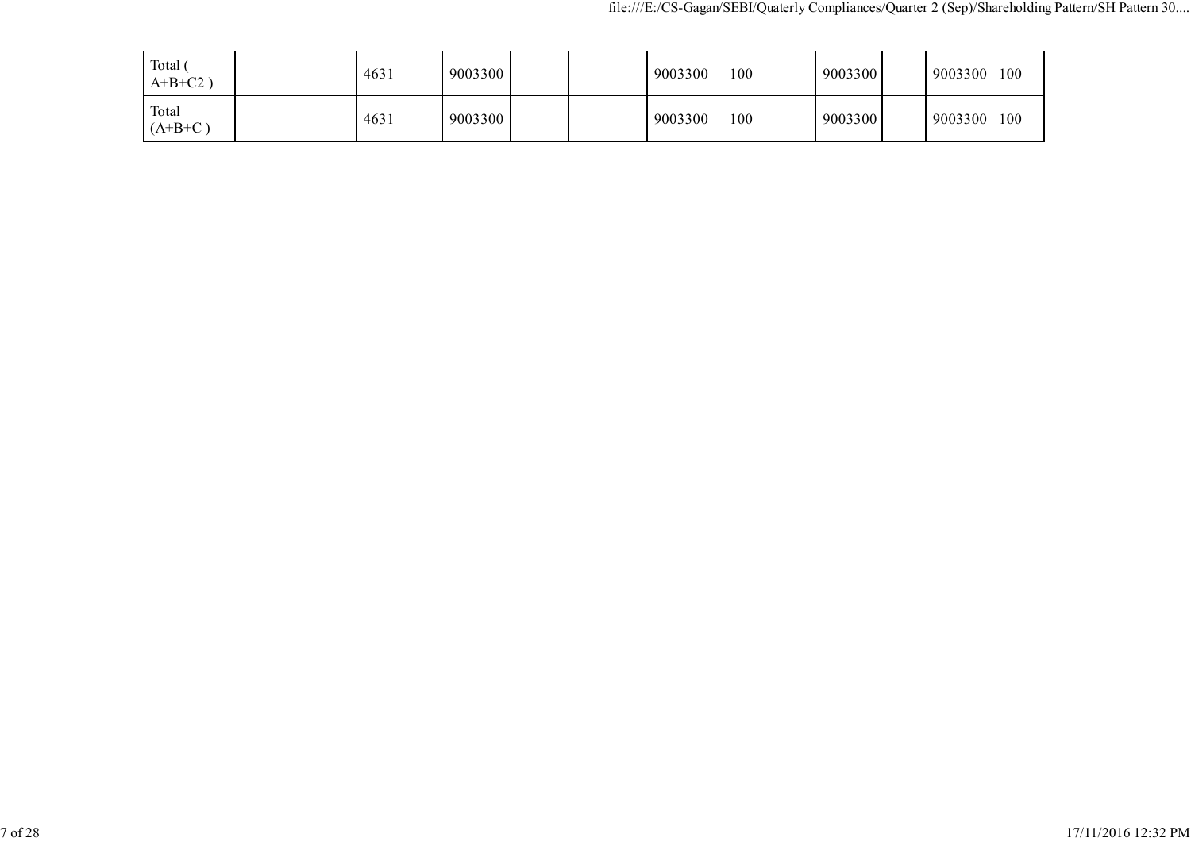| | | | | | | | | | | | |
|---|---|---|---|---|---|---|---|---|---|---|---|
| Total ( A+B+C2 ) | | 4631 | 9003300 | | | 9003300 | 100 | 9003300 | | 9003300 | 100 |
| Total (A+B+C ) | | 4631 | 9003300 | | | 9003300 | 100 | 9003300 | | 9003300 | 100 |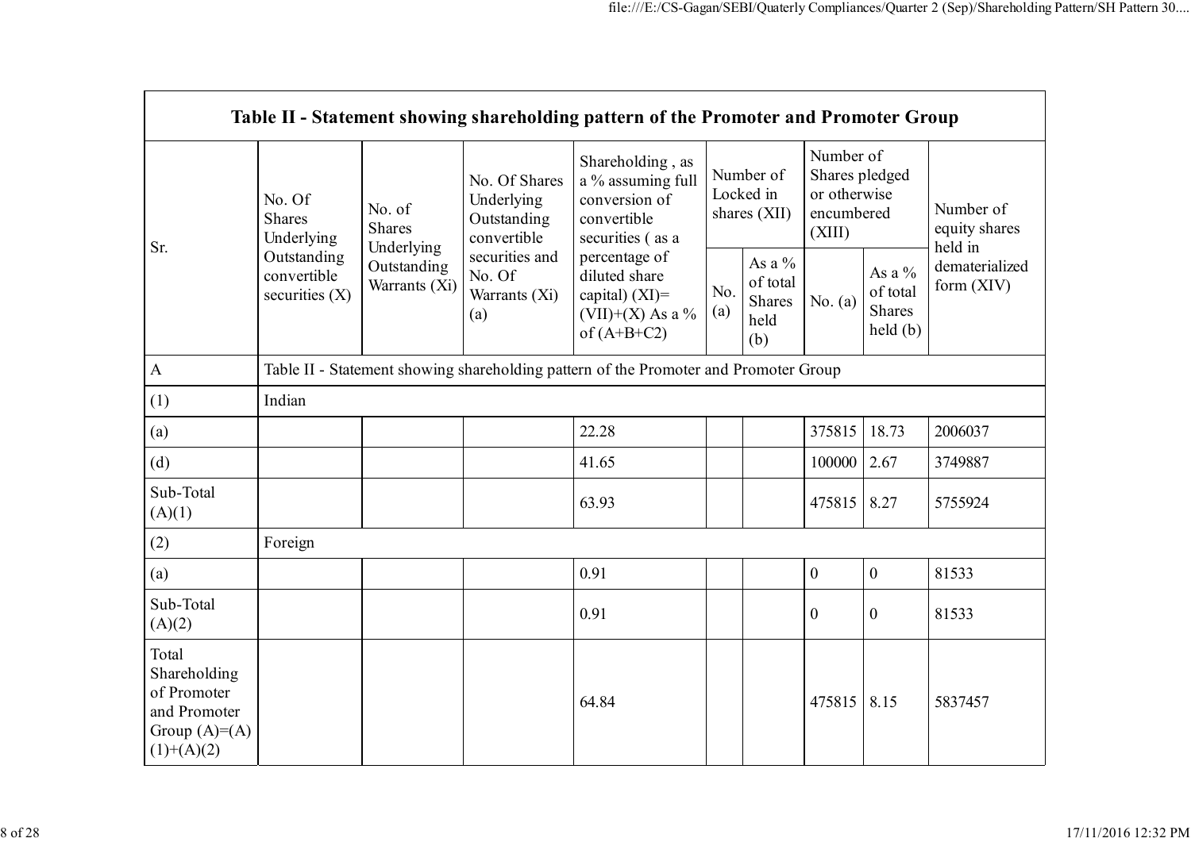| Table II - Statement showing shareholding pattern of the Promoter and Promoter Group | | | | | | | | | |
|---|---|---|---|---|---|---|---|---|---|
| Sr. | No. Of Shares Underlying Outstanding convertible securities (X) | No. of Shares Underlying Outstanding Warrants (Xi) | No. Of Shares Underlying Outstanding convertible securities and No. Of Warrants (Xi) (a) | Shareholding , as a % assuming full conversion of convertible securities ( as a percentage of diluted share capital) (XI)= (VII)+(X) As a % of (A+B+C2) | Number of Locked in shares (XII) | | Number of Shares pledged or otherwise encumbered (XIII) | | Number of equity shares held in dematerialized form (XIV) |
| | | | | | No. (a) | As a % of total Shares held (b) | No. (a) | As a % of total Shares held (b) | |
| A | Table II - Statement showing shareholding pattern of the Promoter and Promoter Group | | | | | | | | |
| (1) | Indian | | | | | | | | |
| (a) | | | | 22.28 | | | 375815 | 18.73 | 2006037 |
| (d) | | | | 41.65 | | | 100000 | 2.67 | 3749887 |
| Sub-Total (A)(1) | | | | 63.93 | | | 475815 | 8.27 | 5755924 |
| (2) | Foreign | | | | | | | | |
| (a) | | | | 0.91 | | | 0 | 0 | 81533 |
| Sub-Total (A)(2) | | | | 0.91 | | | 0 | 0 | 81533 |
| Total Shareholding of Promoter and Promoter Group (A)=(A)(1)+(A)(2) | | | | 64.84 | | | 475815 | 8.15 | 5837457 |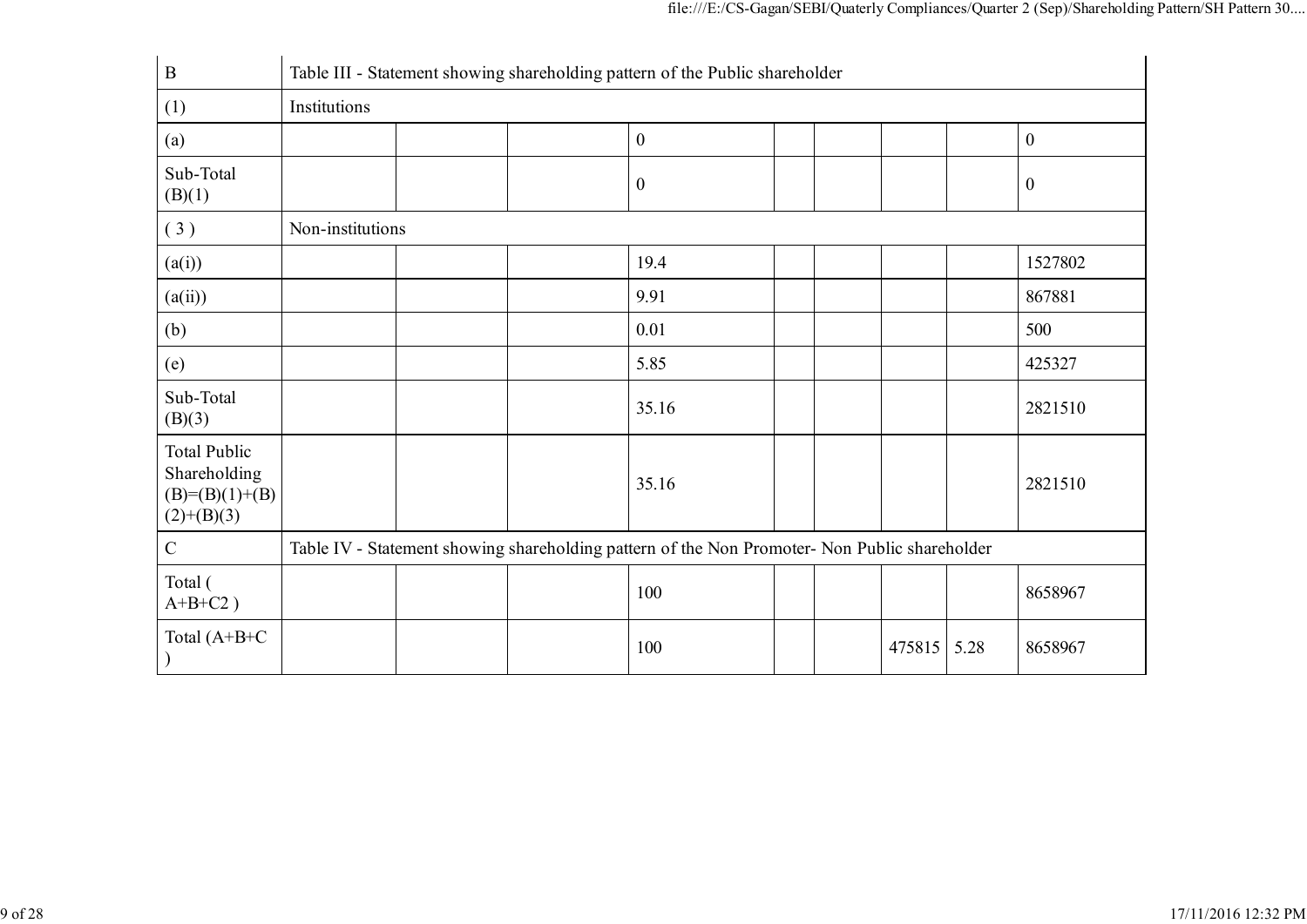| B | Table III - Statement showing shareholding pattern of the Public shareholder | | | | | | | | |
|---|---|---|---|---|---|---|---|---|---|
| (1) | Institutions | | | | | | | | |
| (a) | | | | 0 | | | | | 0 |
| Sub-Total (B)(1) | | | | 0 | | | | | 0 |
| ( 3 ) | Non-institutions | | | | | | | | |
| (a(i)) | | | | 19.4 | | | | | 1527802 |
| (a(ii)) | | | | 9.91 | | | | | 867881 |
| (b) | | | | 0.01 | | | | | 500 |
| (e) | | | | 5.85 | | | | | 425327 |
| Sub-Total (B)(3) | | | | 35.16 | | | | | 2821510 |
| Total Public Shareholding (B)=(B)(1)+(B)(2)+(B)(3) | | | | 35.16 | | | | | 2821510 |
| C | Table IV - Statement showing shareholding pattern of the Non Promoter- Non Public shareholder | | | | | | | | |
| Total ( A+B+C2 ) | | | | 100 | | | | | 8658967 |
| Total (A+B+C ) | | | | 100 | | | 475815 | 5.28 | 8658967 |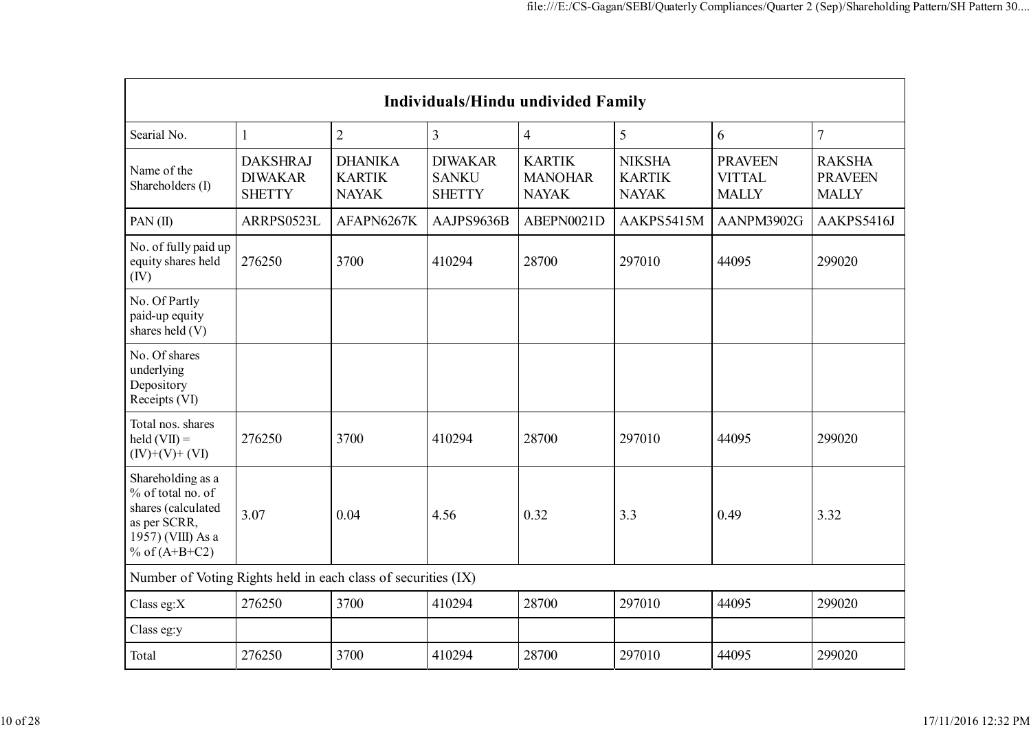| Individuals/Hindu undivided Family | | | | | | | |
|---|---|---|---|---|---|---|---|
| Searial No. | 1 | 2 | 3 | 4 | 5 | 6 | 7 |
| Name of the Shareholders (I) | DAKSHRAJ DIWAKAR SHETTY | DHANIKA KARTIK NAYAK | DIWAKAR SANKU SHETTY | KARTIK MANOHAR NAYAK | NIKSHA KARTIK NAYAK | PRAVEEN VITTAL MALLY | RAKSHA PRAVEEN MALLY |
| PAN (II) | ARRPS0523L | AFAPN6267K | AAJPS9636B | ABEPN0021D | AAKPS5415M | AANPM3902G | AAKPS5416J |
| No. of fully paid up equity shares held (IV) | 276250 | 3700 | 410294 | 28700 | 297010 | 44095 | 299020 |
| No. Of Partly paid-up equity shares held (V) | | | | | | | |
| No. Of shares underlying Depository Receipts (VI) | | | | | | | |
| Total nos. shares held (VII) = (IV)+(V)+ (VI) | 276250 | 3700 | 410294 | 28700 | 297010 | 44095 | 299020 |
| Shareholding as a % of total no. of shares (calculated as per SCRR, 1957) (VIII) As a % of (A+B+C2) | 3.07 | 0.04 | 4.56 | 0.32 | 3.3 | 0.49 | 3.32 |
| Number of Voting Rights held in each class of securities (IX) | | | | | | | |
| Class eg:X | 276250 | 3700 | 410294 | 28700 | 297010 | 44095 | 299020 |
| Class eg:y | | | | | | | |
| Total | 276250 | 3700 | 410294 | 28700 | 297010 | 44095 | 299020 |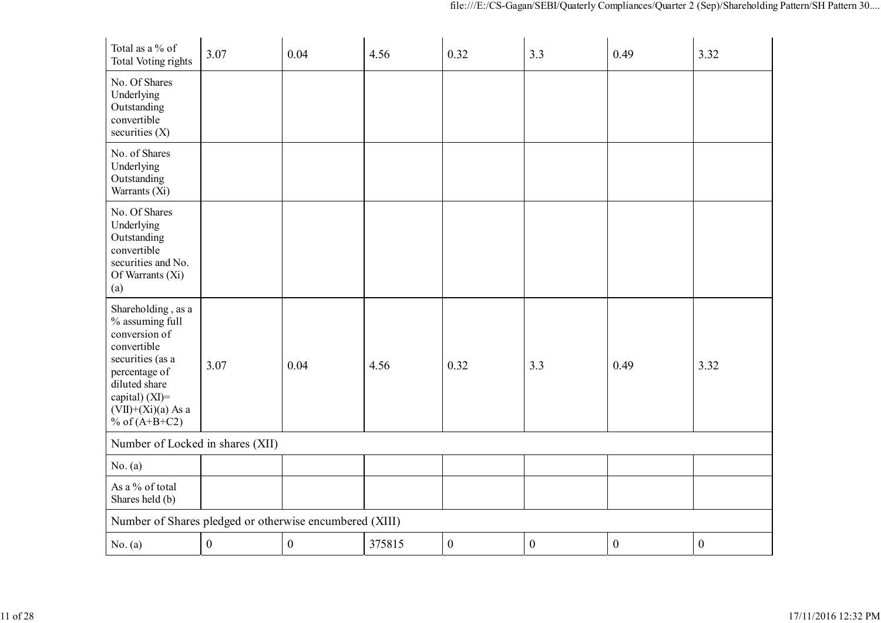| Total as a % of Total Voting rights | 3.07 | 0.04 | 4.56 | 0.32 | 3.3 | 0.49 | 3.32 |
|---|---|---|---|---|---|---|---|
| No. Of Shares Underlying Outstanding convertible securities (X) | | | | | | | |
| No. of Shares Underlying Outstanding Warrants (Xi) | | | | | | | |
| No. Of Shares Underlying Outstanding convertible securities and No. Of Warrants (Xi) (a) | | | | | | | |
| Shareholding , as a % assuming full conversion of convertible securities (as a percentage of diluted share capital) (XI)= (VII)+(Xi)(a) As a % of (A+B+C2) | 3.07 | 0.04 | 4.56 | 0.32 | 3.3 | 0.49 | 3.32 |
| Number of Locked in shares (XII) | | | | | | | |
| No. (a) | | | | | | | |
| As a % of total Shares held (b) | | | | | | | |
| Number of Shares pledged or otherwise encumbered (XIII) | | | | | | | |
| No. (a) | 0 | 0 | 375815 | 0 | 0 | 0 | 0 |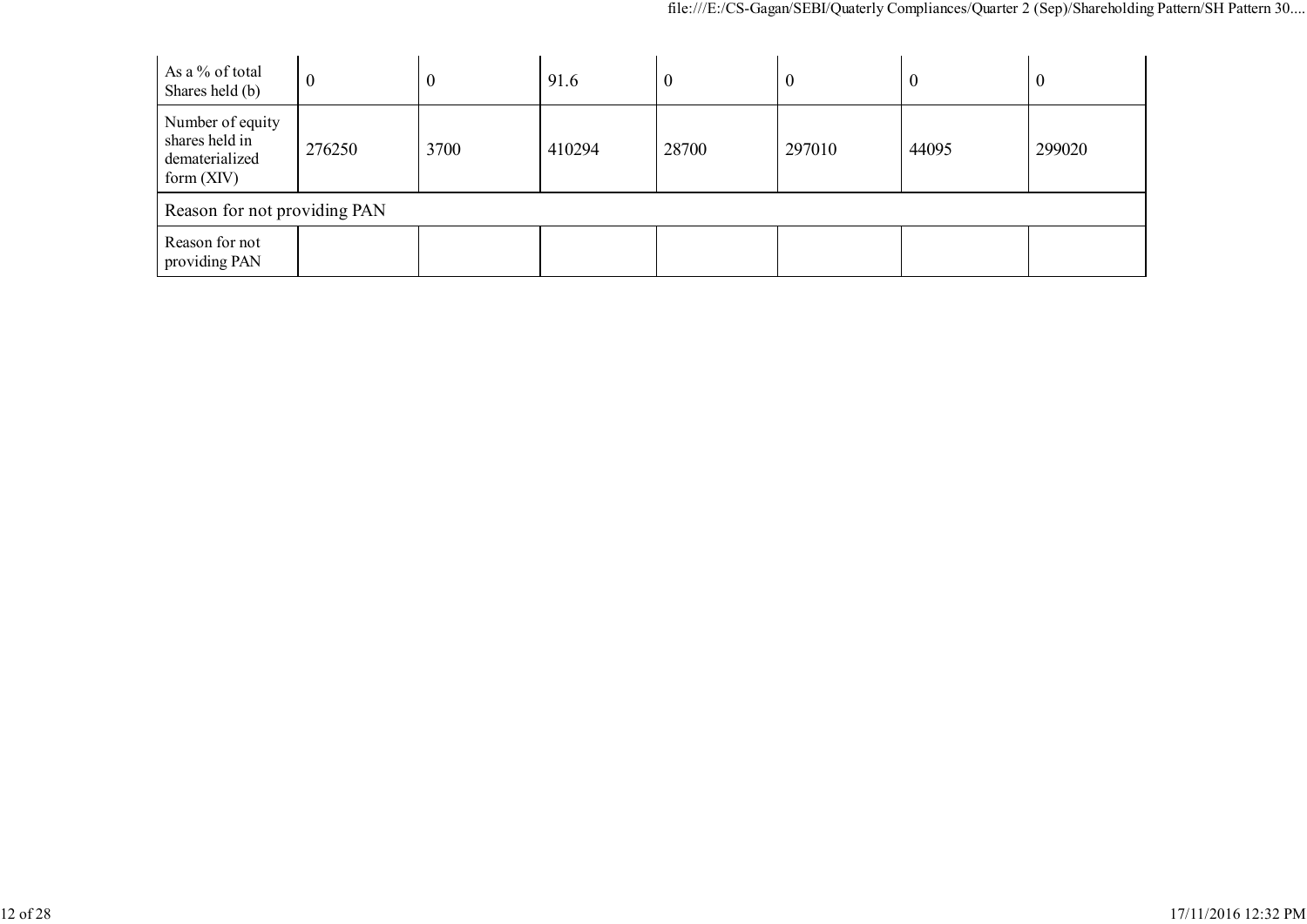| As a % of total Shares held (b) | 0 | 0 | 91.6 | 0 | 0 | 0 | 0 |
|---|---|---|---|---|---|---|---|
| Number of equity shares held in dematerialized form (XIV) | 276250 | 3700 | 410294 | 28700 | 297010 | 44095 | 299020 |
| Reason for not providing PAN | | | | | | | |
| Reason for not providing PAN | | | | | | | |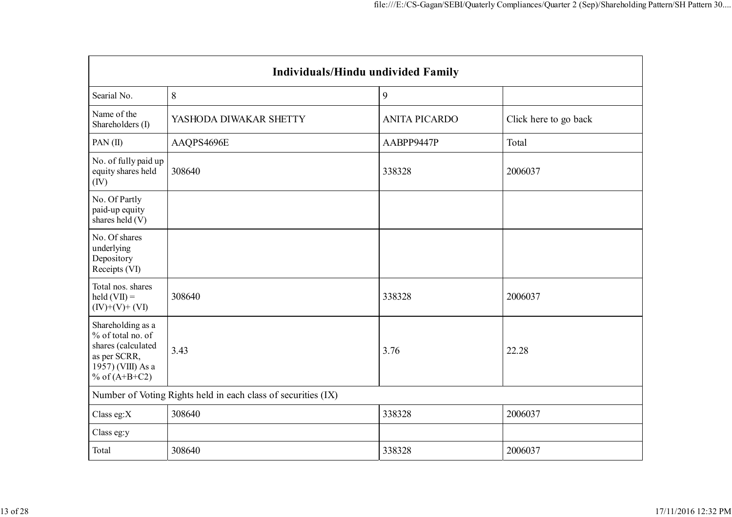| Individuals/Hindu undivided Family | | | |
|---|---|---|---|
| Searial No. | 8 | 9 | |
| Name of the Shareholders (I) | YASHODA DIWAKAR SHETTY | ANITA PICARDO | Click here to go back |
| PAN (II) | AAQPS4696E | AABPP9447P | Total |
| No. of fully paid up equity shares held (IV) | 308640 | 338328 | 2006037 |
| No. Of Partly paid-up equity shares held (V) | | | |
| No. Of shares underlying Depository Receipts (VI) | | | |
| Total nos. shares held (VII) = (IV)+(V)+ (VI) | 308640 | 338328 | 2006037 |
| Shareholding as a % of total no. of shares (calculated as per SCRR, 1957) (VIII) As a % of (A+B+C2) | 3.43 | 3.76 | 22.28 |
| Number of Voting Rights held in each class of securities (IX) | | | |
| Class eg:X | 308640 | 338328 | 2006037 |
| Class eg:y | | | |
| Total | 308640 | 338328 | 2006037 |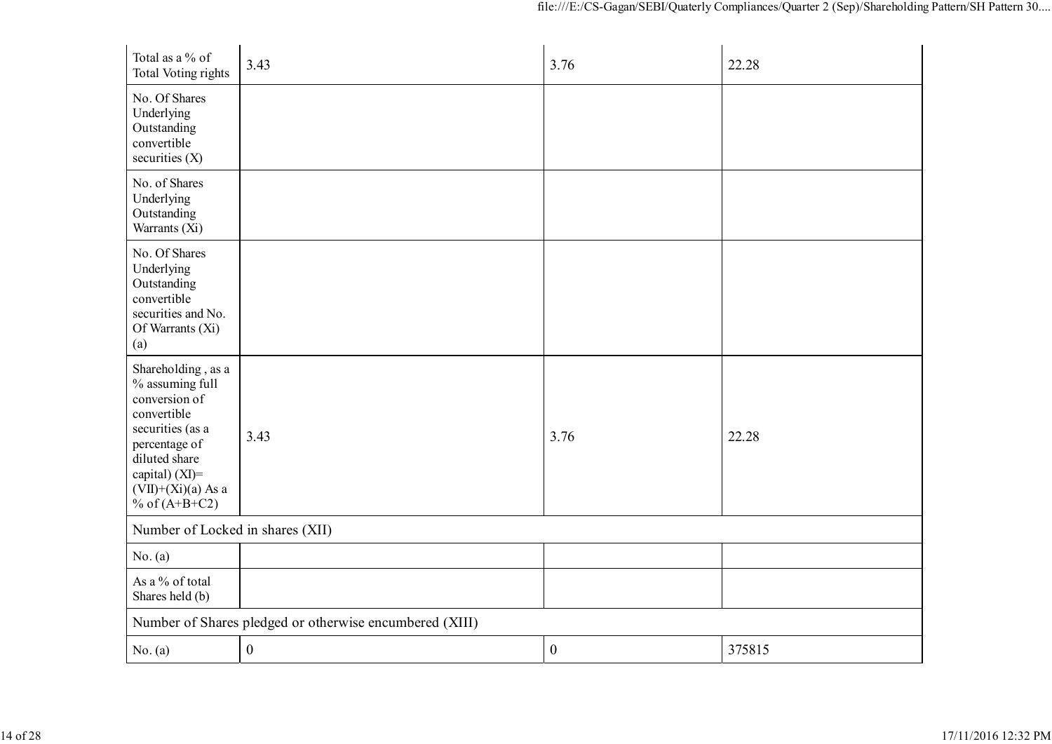| | | | |
|---|---|---|---|
| Total as a % of Total Voting rights | 3.43 | 3.76 | 22.28 |
| No. Of Shares Underlying Outstanding convertible securities (X) | | | |
| No. of Shares Underlying Outstanding Warrants (Xi) | | | |
| No. Of Shares Underlying Outstanding convertible securities and No. Of Warrants (Xi) (a) | | | |
| Shareholding , as a % assuming full conversion of convertible securities (as a percentage of diluted share capital) (XI)= (VII)+(Xi)(a) As a % of (A+B+C2) | 3.43 | 3.76 | 22.28 |
| Number of Locked in shares (XII) | | | |
| No. (a) | | | |
| As a % of total Shares held (b) | | | |
| Number of Shares pledged or otherwise encumbered (XIII) | | | |
| No. (a) | 0 | 0 | 375815 |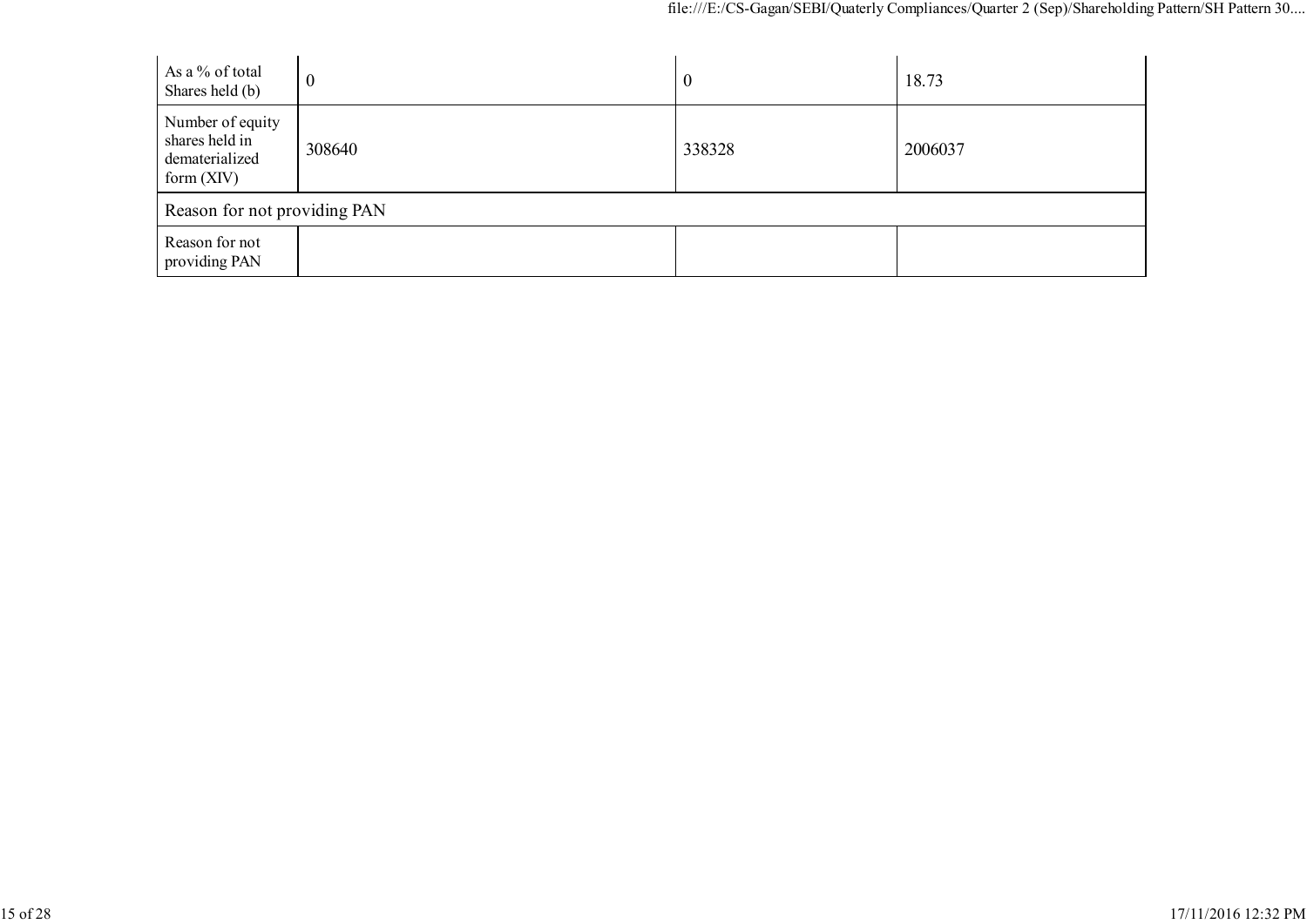| | | | |
|---|---|---|---|
| As a % of total Shares held (b) | 0 | 0 | 18.73 |
| Number of equity shares held in dematerialized form (XIV) | 308640 | 338328 | 2006037 |
| Reason for not providing PAN | | | |
| Reason for not providing PAN | | | |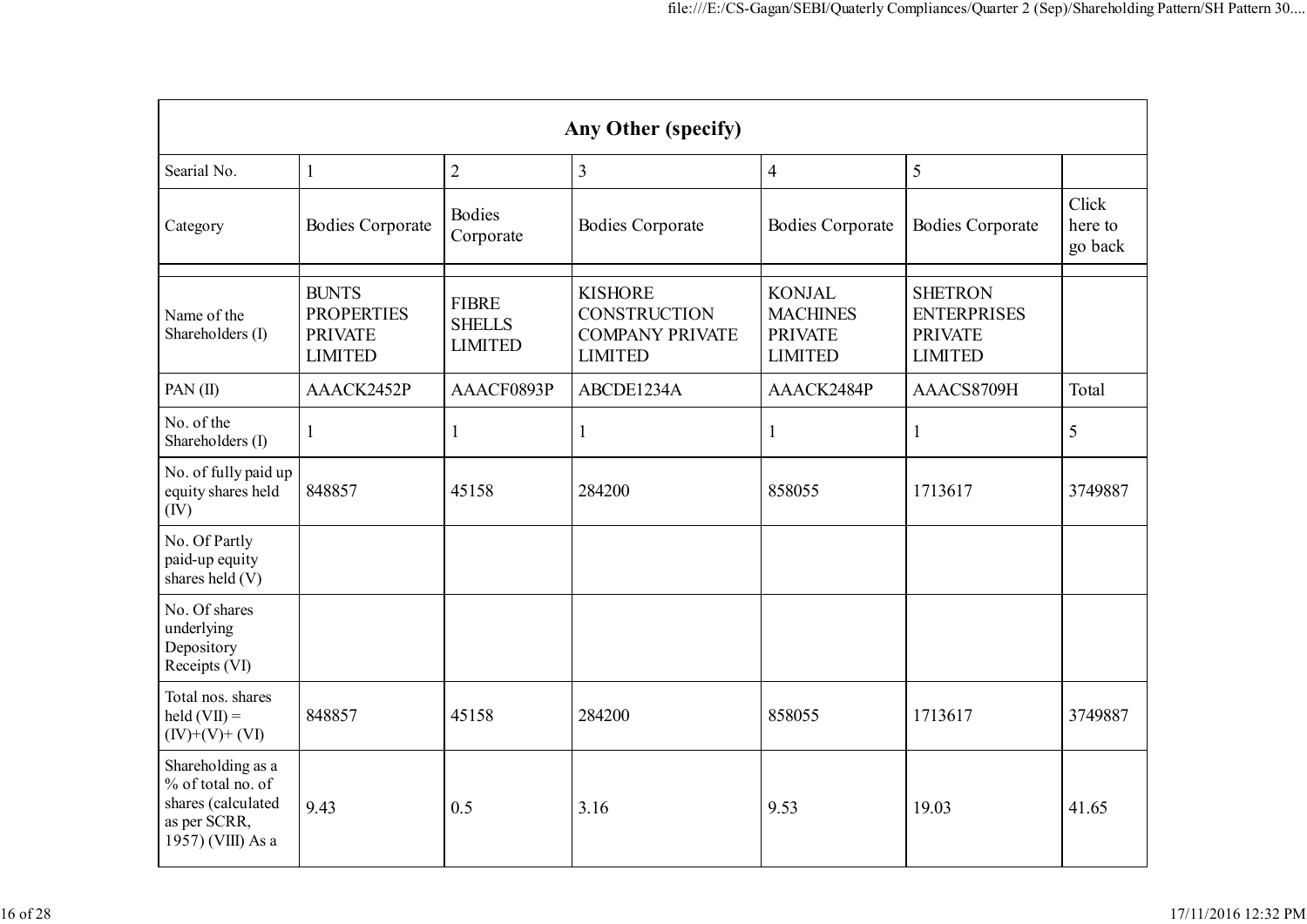| Any Other (specify) | | | | | | |
|---|---|---|---|---|---|---|
| Searial No. | 1 | 2 | 3 | 4 | 5 | |
| Category | Bodies Corporate | Bodies Corporate | Bodies Corporate | Bodies Corporate | Bodies Corporate | Click here to go back |
| Name of the Shareholders (I) | BUNTS PROPERTIES PRIVATE LIMITED | FIBRE SHELLS LIMITED | KISHORE CONSTRUCTION COMPANY PRIVATE LIMITED | KONJAL MACHINES PRIVATE LIMITED | SHETRON ENTERPRISES PRIVATE LIMITED | |
| PAN (II) | AAACK2452P | AAACF0893P | ABCDE1234A | AAACK2484P | AAACS8709H | Total |
| No. of the Shareholders (I) | 1 | 1 | 1 | 1 | 1 | 5 |
| No. of fully paid up equity shares held (IV) | 848857 | 45158 | 284200 | 858055 | 1713617 | 3749887 |
| No. Of Partly paid-up equity shares held (V) | | | | | | |
| No. Of shares underlying Depository Receipts (VI) | | | | | | |
| Total nos. shares held (VII) = (IV)+(V)+ (VI) | 848857 | 45158 | 284200 | 858055 | 1713617 | 3749887 |
| Shareholding as a % of total no. of shares (calculated as per SCRR, 1957) (VIII) As a | 9.43 | 0.5 | 3.16 | 9.53 | 19.03 | 41.65 |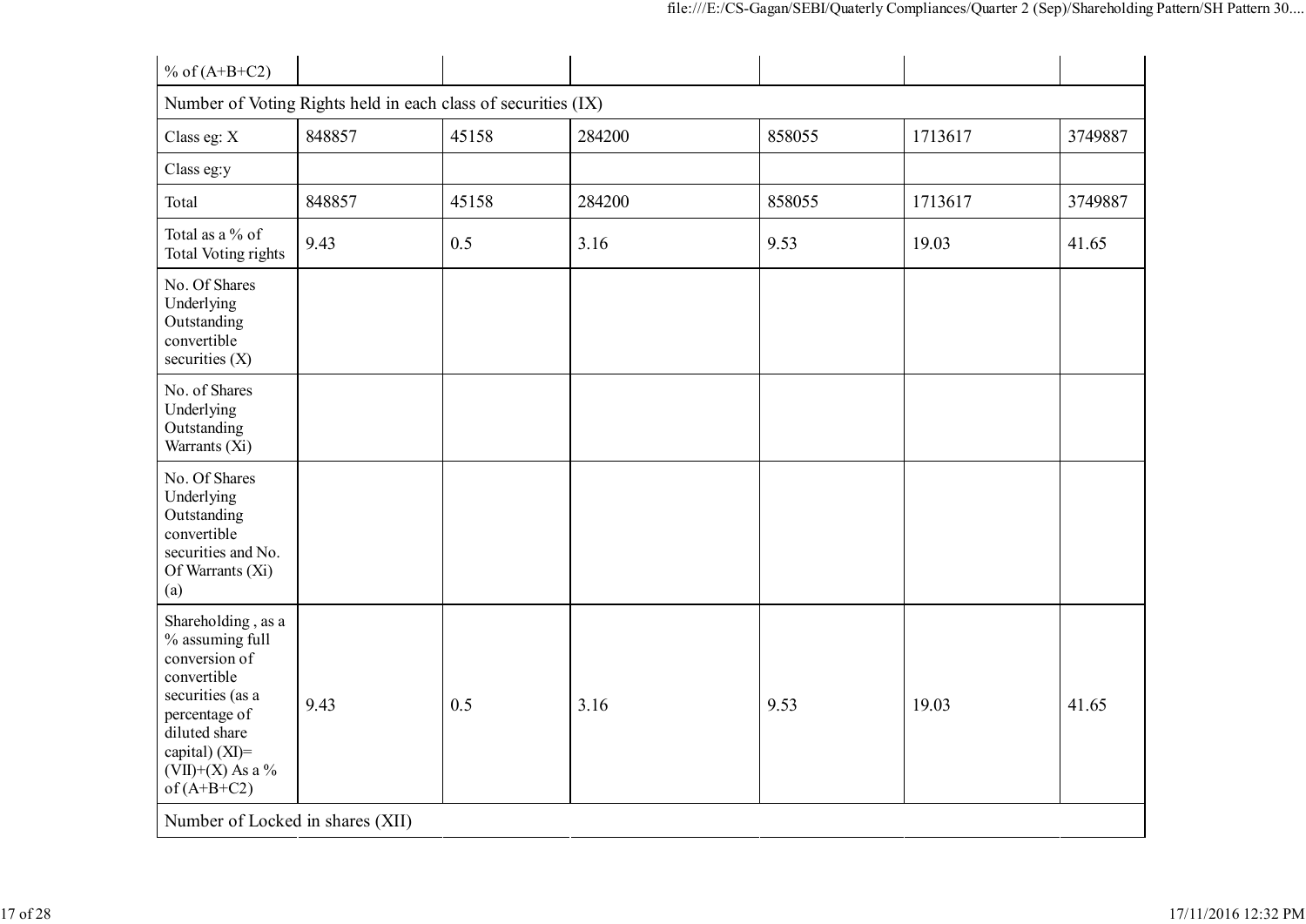| % of (A+B+C2) | | | | | | |
|---|---|---|---|---|---|---|
| Number of Voting Rights held in each class of securities (IX) | | | | | | |
| Class eg: X | 848857 | 45158 | 284200 | 858055 | 1713617 | 3749887 |
| Class eg:y | | | | | | |
| Total | 848857 | 45158 | 284200 | 858055 | 1713617 | 3749887 |
| Total as a % of Total Voting rights | 9.43 | 0.5 | 3.16 | 9.53 | 19.03 | 41.65 |
| No. Of Shares Underlying Outstanding convertible securities (X) | | | | | | |
| No. of Shares Underlying Outstanding Warrants (Xi) | | | | | | |
| No. Of Shares Underlying Outstanding convertible securities and No. Of Warrants (Xi) (a) | | | | | | |
| Shareholding , as a % assuming full conversion of convertible securities (as a percentage of diluted share capital) (XI)= (VII)+(X) As a % of (A+B+C2) | 9.43 | 0.5 | 3.16 | 9.53 | 19.03 | 41.65 |
| Number of Locked in shares (XII) | | | | | | |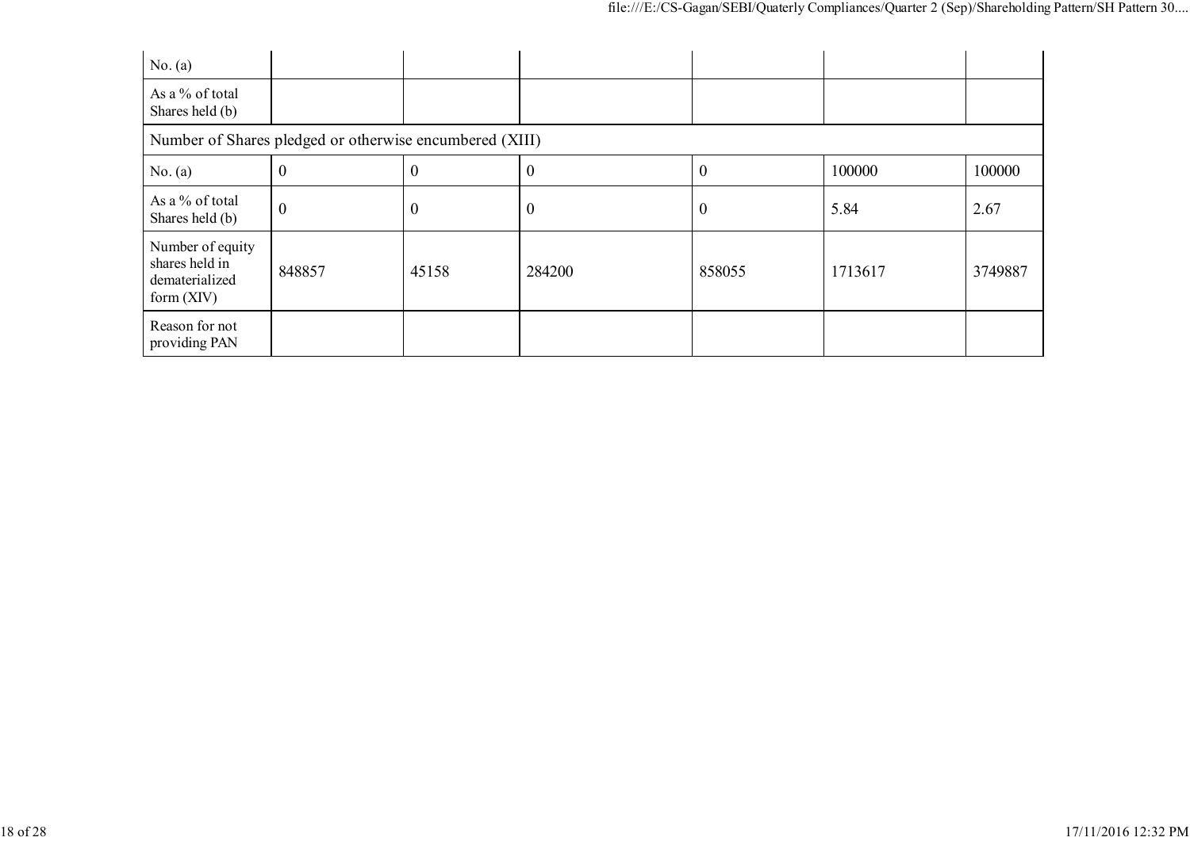| | | | | | | |
|---|---|---|---|---|---|---|
| No. (a) | | | | | | |
| As a % of total Shares held (b) | | | | | | |
| Number of Shares pledged or otherwise encumbered (XIII) | | | | | | |
| No. (a) | 0 | 0 | 0 | 0 | 100000 | 100000 |
| As a % of total Shares held (b) | 0 | 0 | 0 | 0 | 5.84 | 2.67 |
| Number of equity shares held in dematerialized form (XIV) | 848857 | 45158 | 284200 | 858055 | 1713617 | 3749887 |
| Reason for not providing PAN | | | | | | |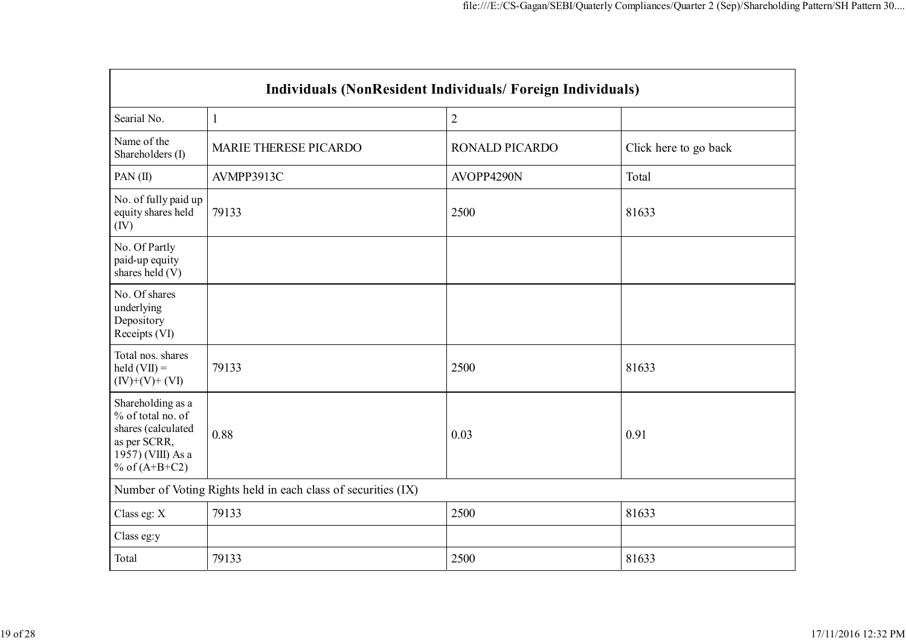| Individuals (NonResident Individuals/ Foreign Individuals) | | | |
|---|---|---|---|
| Searial No. | 1 | 2 | |
| Name of the Shareholders (I) | MARIE THERESE PICARDO | RONALD PICARDO | Click here to go back |
| PAN (II) | AVMPP3913C | AVOPP4290N | Total |
| No. of fully paid up equity shares held (IV) | 79133 | 2500 | 81633 |
| No. Of Partly paid-up equity shares held (V) | | | |
| No. Of shares underlying Depository Receipts (VI) | | | |
| Total nos. shares held (VII) = (IV)+(V)+ (VI) | 79133 | 2500 | 81633 |
| Shareholding as a % of total no. of shares (calculated as per SCRR, 1957) (VIII) As a % of (A+B+C2) | 0.88 | 0.03 | 0.91 |
| Number of Voting Rights held in each class of securities (IX) | | | |
| Class eg: X | 79133 | 2500 | 81633 |
| Class eg:y | | | |
| Total | 79133 | 2500 | 81633 |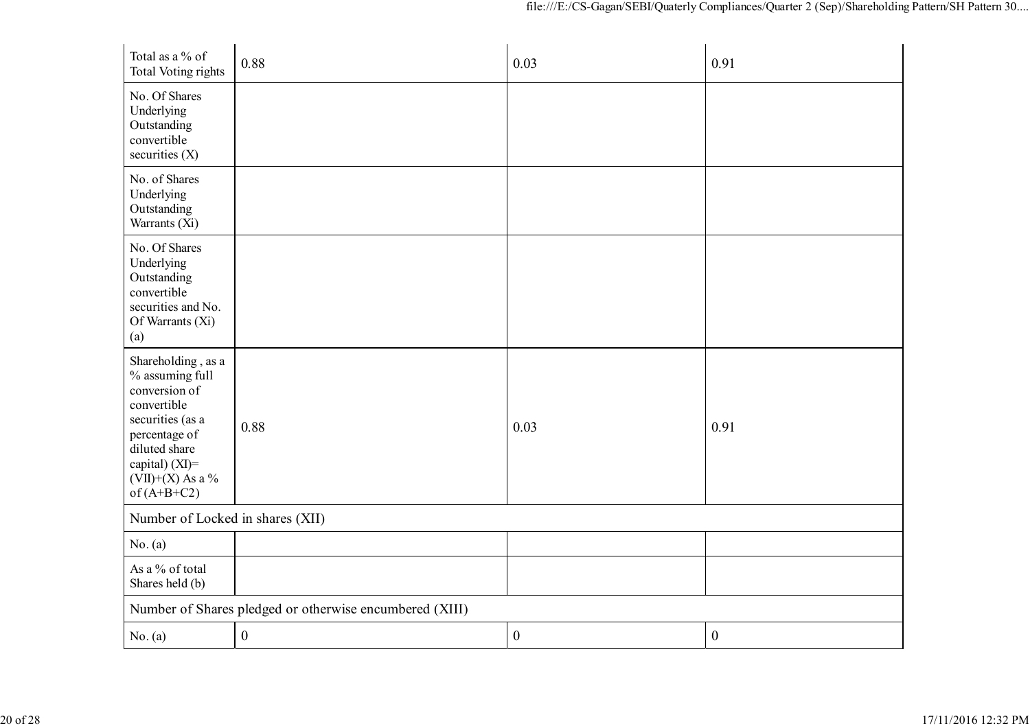| | | | |
|---|---|---|---|
| Total as a % of Total Voting rights | 0.88 | 0.03 | 0.91 |
| No. Of Shares Underlying Outstanding convertible securities (X) | | | |
| No. of Shares Underlying Outstanding Warrants (Xi) | | | |
| No. Of Shares Underlying Outstanding convertible securities and No. Of Warrants (Xi) (a) | | | |
| Shareholding , as a % assuming full conversion of convertible securities (as a percentage of diluted share capital) (XI)= (VII)+(X) As a % of (A+B+C2) | 0.88 | 0.03 | 0.91 |
| Number of Locked in shares (XII) | | | |
| No. (a) | | | |
| As a % of total Shares held (b) | | | |
| Number of Shares pledged or otherwise encumbered (XIII) | | | |
| No. (a) | 0 | 0 | 0 |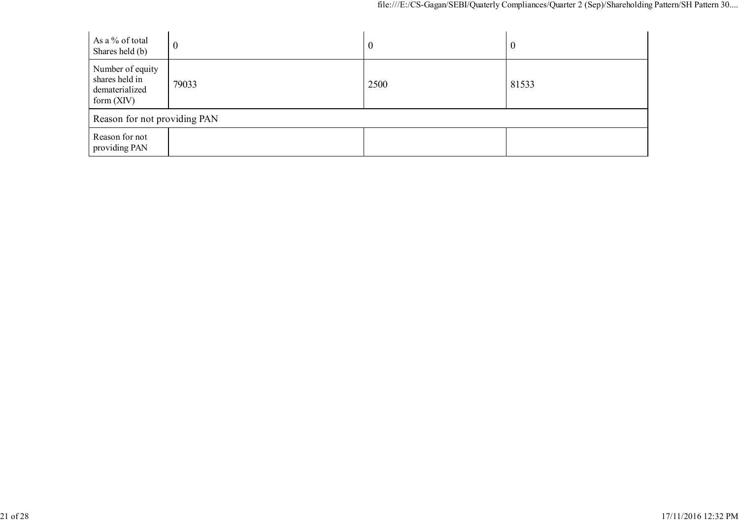| As a % of total Shares held (b) | 0 | 0 | 0 |
| --- | --- | --- | --- |
| Number of equity shares held in dematerialized form (XIV) | 79033 | 2500 | 81533 |
| Reason for not providing PAN | | | |
| Reason for not providing PAN | | | |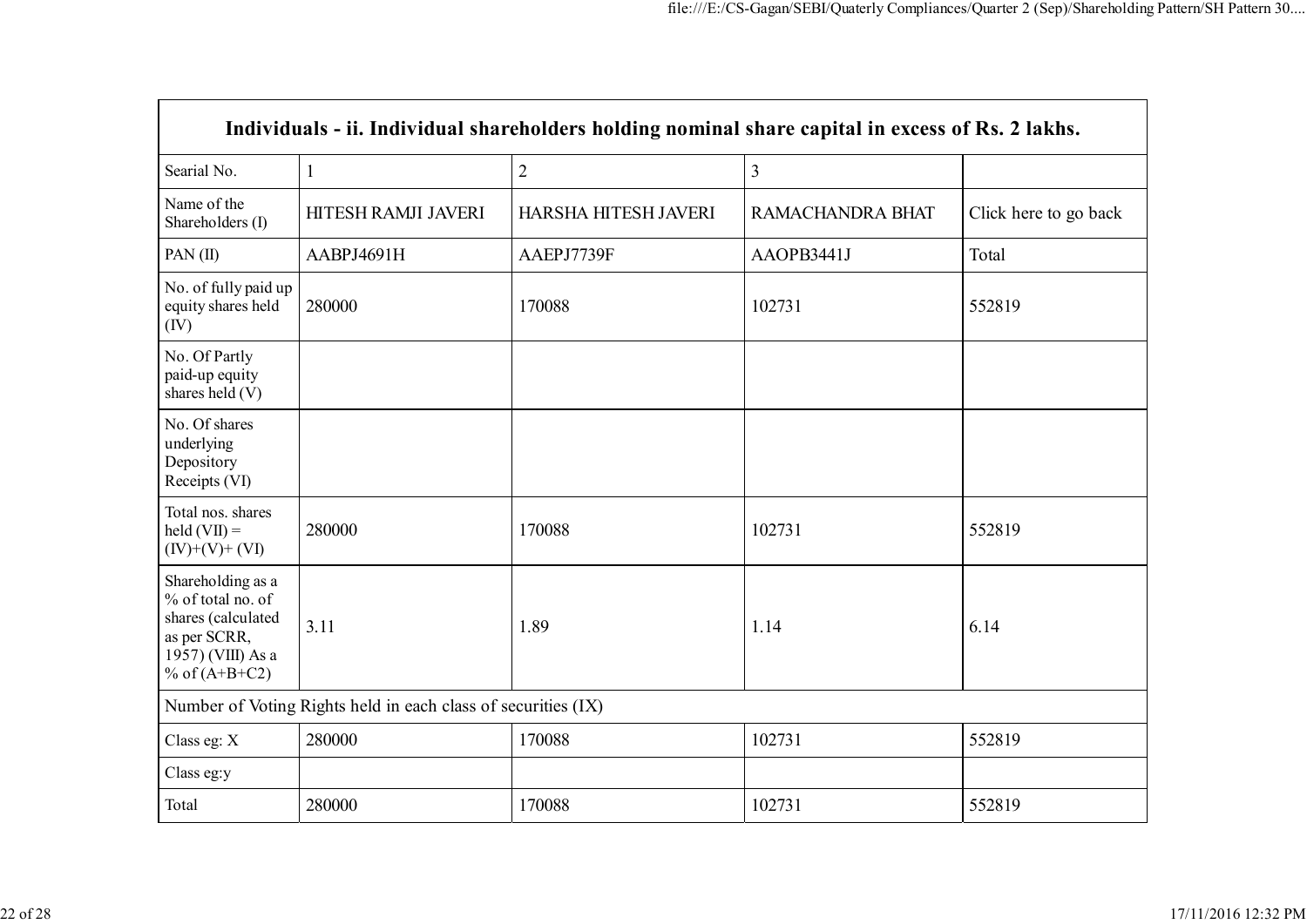| Individuals - ii. Individual shareholders holding nominal share capital in excess of Rs. 2 lakhs. | | | | |
|---|---|---|---|---|
| Searial No. | 1 | 2 | 3 | |
| Name of the Shareholders (I) | HITESH RAMJI JAVERI | HARSHA HITESH JAVERI | RAMACHANDRA BHAT | Click here to go back |
| PAN (II) | AABPJ4691H | AAEPJ7739F | AAOPB3441J | Total |
| No. of fully paid up equity shares held (IV) | 280000 | 170088 | 102731 | 552819 |
| No. Of Partly paid-up equity shares held (V) | | | | |
| No. Of shares underlying Depository Receipts (VI) | | | | |
| Total nos. shares held (VII) = (IV)+(V)+ (VI) | 280000 | 170088 | 102731 | 552819 |
| Shareholding as a % of total no. of shares (calculated as per SCRR, 1957) (VIII) As a % of (A+B+C2) | 3.11 | 1.89 | 1.14 | 6.14 |
| Number of Voting Rights held in each class of securities (IX) | | | | |
| Class eg: X | 280000 | 170088 | 102731 | 552819 |
| Class eg:y | | | | |
| Total | 280000 | 170088 | 102731 | 552819 |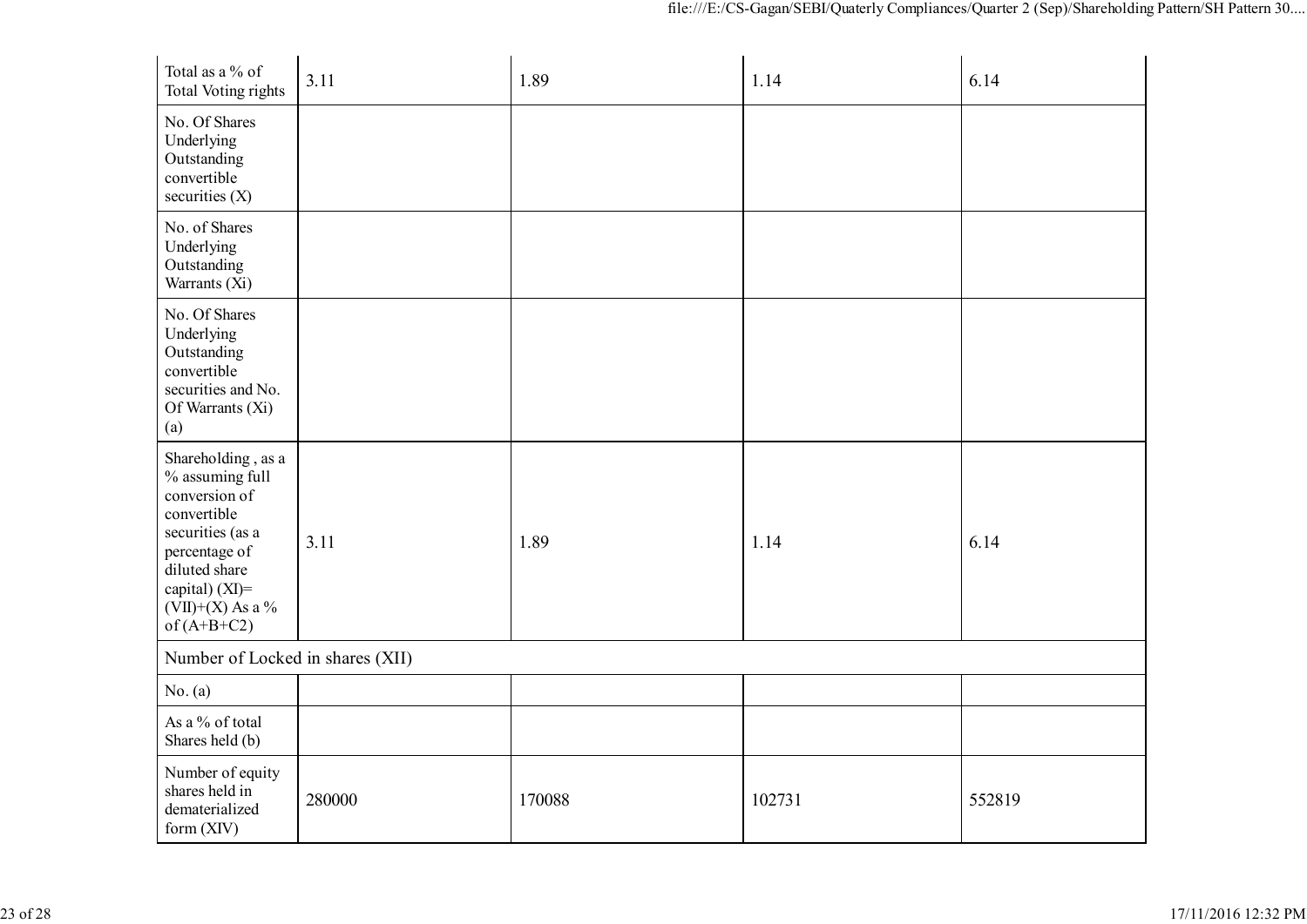| Total as a % of Total Voting rights | 3.11 | 1.89 | 1.14 | 6.14 |
|---|---|---|---|---|
| No. Of Shares Underlying Outstanding convertible securities (X) | | | | |
| No. of Shares Underlying Outstanding Warrants (Xi) | | | | |
| No. Of Shares Underlying Outstanding convertible securities and No. Of Warrants (Xi) (a) | | | | |
| Shareholding , as a % assuming full conversion of convertible securities (as a percentage of diluted share capital) (XI)= (VII)+(X) As a % of (A+B+C2) | 3.11 | 1.89 | 1.14 | 6.14 |
| Number of Locked in shares (XII) | | | | |
| No. (a) | | | | |
| As a % of total Shares held (b) | | | | |
| Number of equity shares held in dematerialized form (XIV) | 280000 | 170088 | 102731 | 552819 |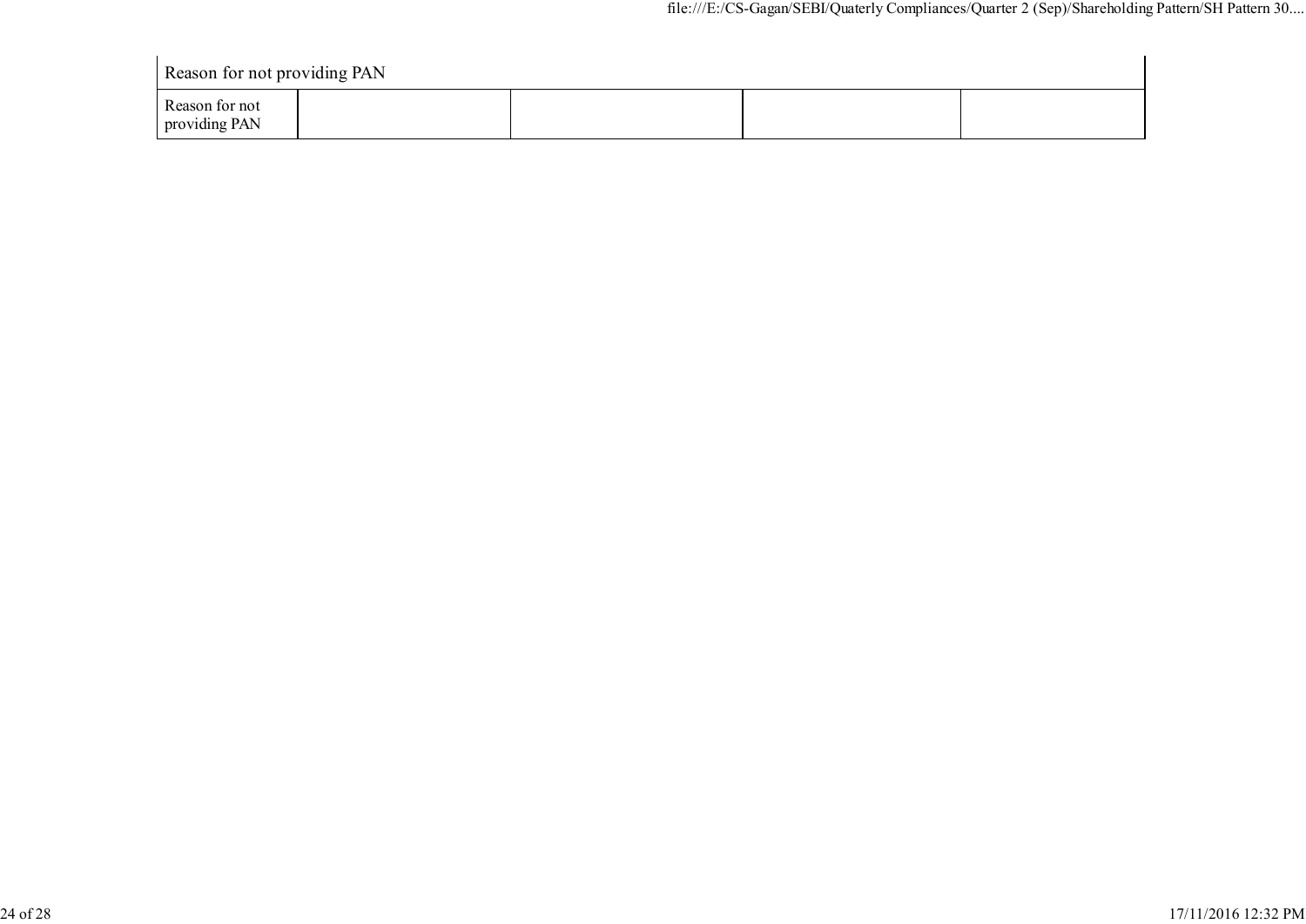| Reason for not providing PAN | | | | |
|---|---|---|---|---|
| Reason for not providing PAN | | | | |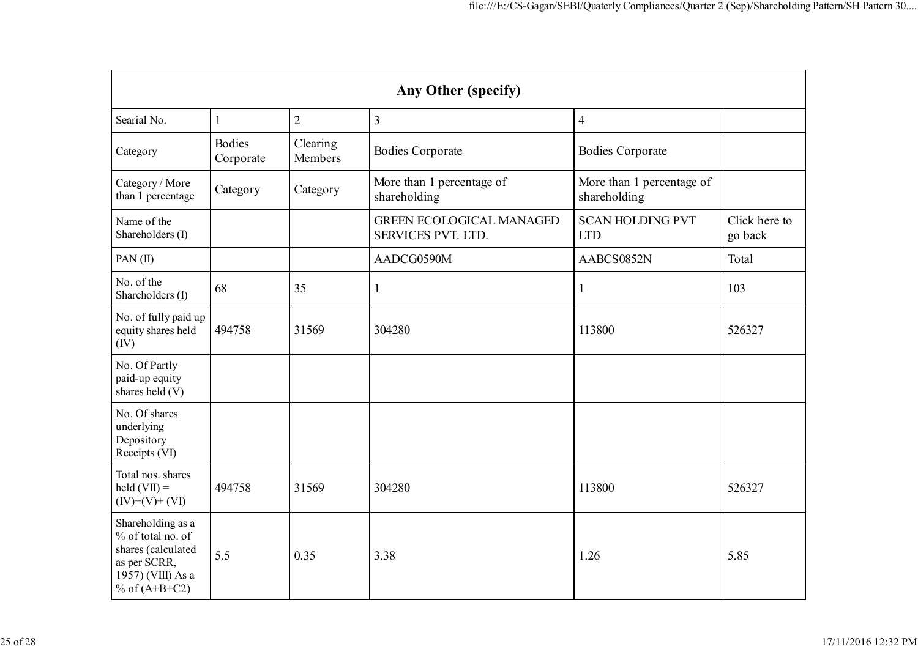| Any Other (specify) | | | | | |
|---|---|---|---|---|---|
| Searial No. | 1 | 2 | 3 | 4 | |
| Category | Bodies Corporate | Clearing Members | Bodies Corporate | Bodies Corporate | |
| Category / More than 1 percentage | Category | Category | More than 1 percentage of shareholding | More than 1 percentage of shareholding | |
| Name of the Shareholders (I) | | | GREEN ECOLOGICAL MANAGED SERVICES PVT. LTD. | SCAN HOLDING PVT LTD | Click here to go back |
| PAN (II) | | | AADCG0590M | AABCS0852N | Total |
| No. of the Shareholders (I) | 68 | 35 | 1 | 1 | 103 |
| No. of fully paid up equity shares held (IV) | 494758 | 31569 | 304280 | 113800 | 526327 |
| No. Of Partly paid-up equity shares held (V) | | | | | |
| No. Of shares underlying Depository Receipts (VI) | | | | | |
| Total nos. shares held (VII) = (IV)+(V)+ (VI) | 494758 | 31569 | 304280 | 113800 | 526327 |
| Shareholding as a % of total no. of shares (calculated as per SCRR, 1957) (VIII) As a % of (A+B+C2) | 5.5 | 0.35 | 3.38 | 1.26 | 5.85 |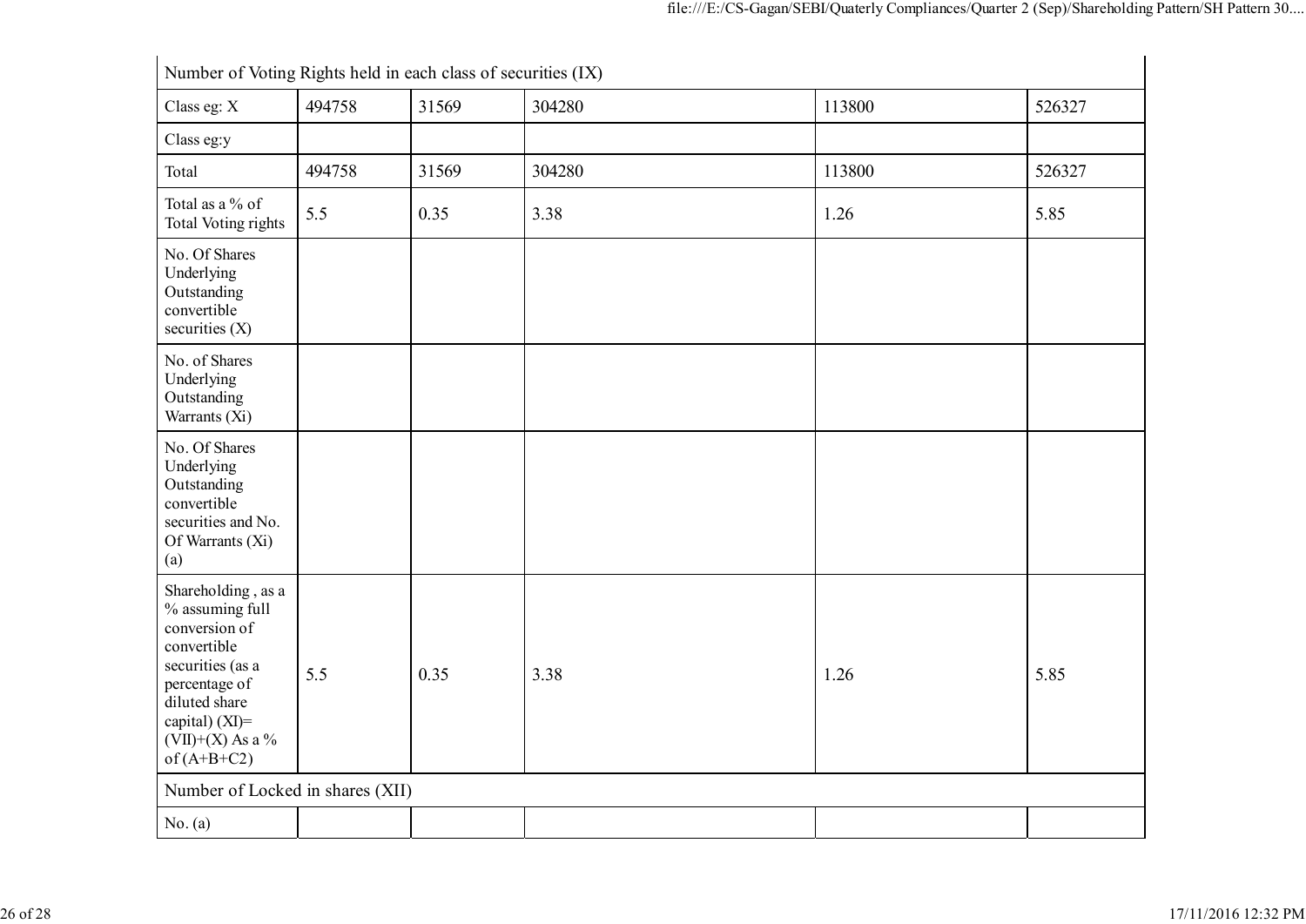| Number of Voting Rights held in each class of securities (IX) | | | | | |
|---|---|---|---|---|---|
| Class eg: X | 494758 | 31569 | 304280 | 113800 | 526327 |
| Class eg:y | | | | | |
| Total | 494758 | 31569 | 304280 | 113800 | 526327 |
| Total as a % of Total Voting rights | 5.5 | 0.35 | 3.38 | 1.26 | 5.85 |
| No. Of Shares Underlying Outstanding convertible securities (X) | | | | | |
| No. of Shares Underlying Outstanding Warrants (Xi) | | | | | |
| No. Of Shares Underlying Outstanding convertible securities and No. Of Warrants (Xi) (a) | | | | | |
| Shareholding , as a % assuming full conversion of convertible securities (as a percentage of diluted share capital) (XI)= (VII)+(X) As a % of (A+B+C2) | 5.5 | 0.35 | 3.38 | 1.26 | 5.85 |
| Number of Locked in shares (XII) | | | | | |
| No. (a) | | | | | |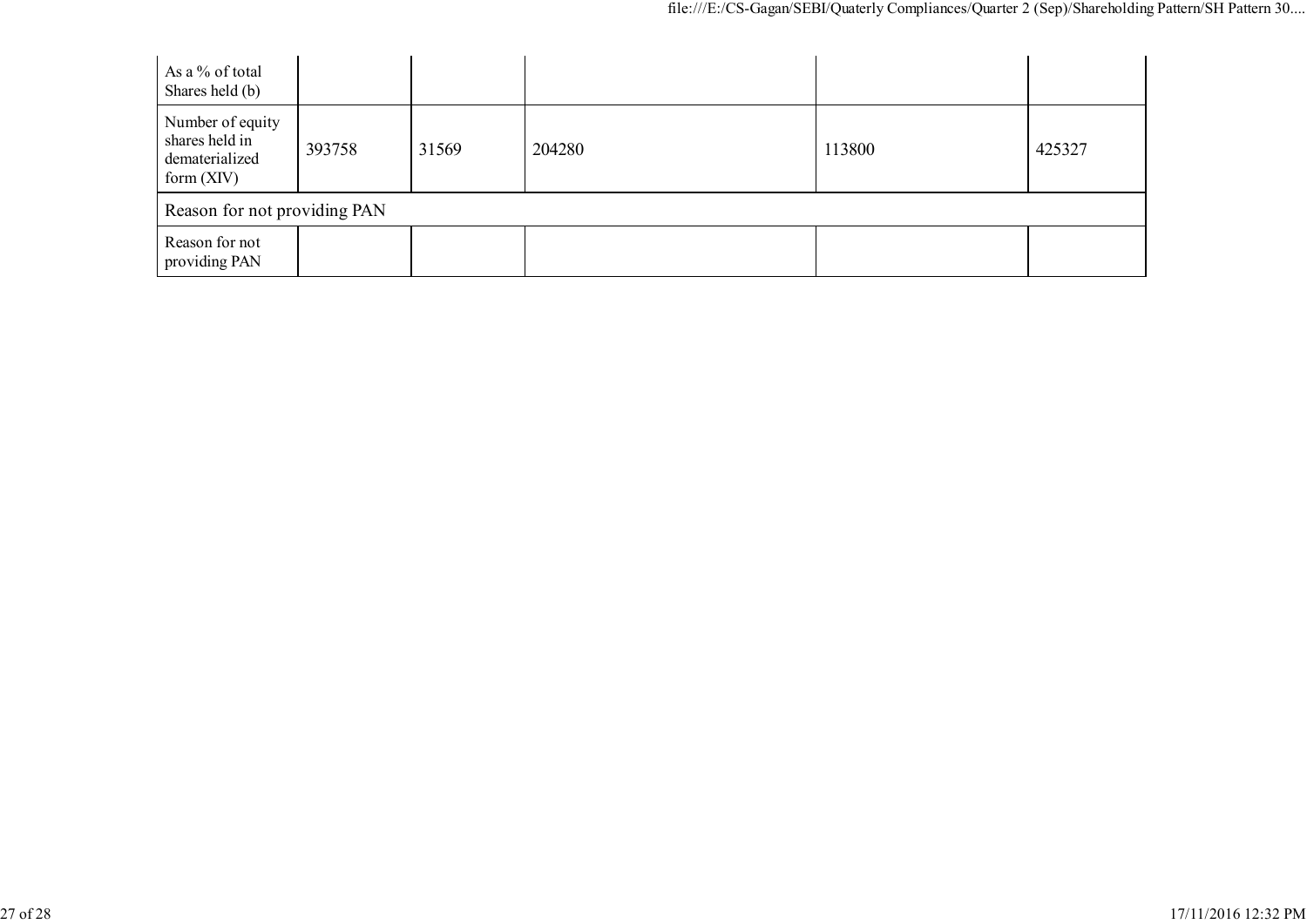| As a % of total Shares held (b) | | | | | |
|---|---|---|---|---|---|
| Number of equity shares held in dematerialized form (XIV) | 393758 | 31569 | 204280 | 113800 | 425327 |
| Reason for not providing PAN | | | | | |
| Reason for not providing PAN | | | | | |